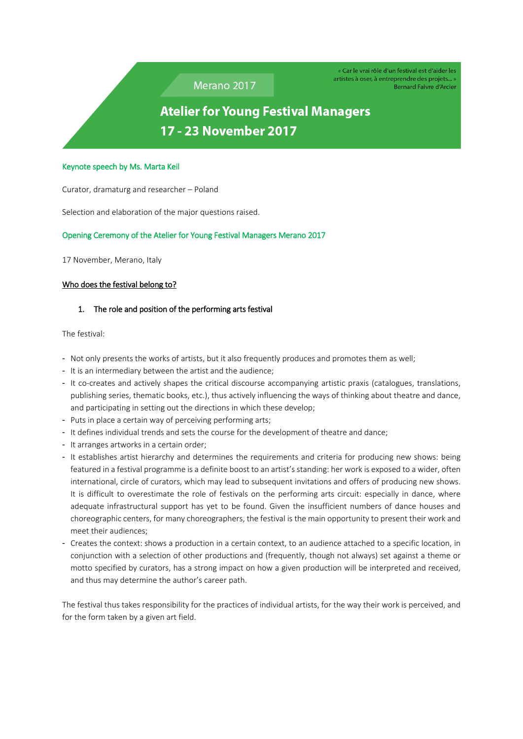« Car le vrai rôle d'un festival est d'aider les artistes à oser, à entreprendre des projets... »
Bernard Faivre d'Arcier

Merano 2017

# Atelier for Young Festival Managers 17 - 23 November 2017

## Keynote speech by Ms. Marta Keil

Curator, dramaturg and researcher – Poland

Selection and elaboration of the major questions raised.

### Opening Ceremony of the Atelier for Young Festival Managers Merano 2017

17 November, Merano, Italy

### Who does the festival belong to?

1. The role and position of the performing arts festival

The festival:

- Not only presents the works of artists, but it also frequently produces and promotes them as well;
- It is an intermediary between the artist and the audience;
- It co-creates and actively shapes the critical discourse accompanying artistic praxis (catalogues, translations, publishing series, thematic books, etc.), thus actively influencing the ways of thinking about theatre and dance, and participating in setting out the directions in which these develop;
- Puts in place a certain way of perceiving performing arts;
- It defines individual trends and sets the course for the development of theatre and dance;
- It arranges artworks in a certain order;
- It establishes artist hierarchy and determines the requirements and criteria for producing new shows: being featured in a festival programme is a definite boost to an artist's standing: her work is exposed to a wider, often international, circle of curators, which may lead to subsequent invitations and offers of producing new shows. It is difficult to overestimate the role of festivals on the performing arts circuit: especially in dance, where adequate infrastructural support has yet to be found. Given the insufficient numbers of dance houses and choreographic centers, for many choreographers, the festival is the main opportunity to present their work and meet their audiences;
- Creates the context: shows a production in a certain context, to an audience attached to a specific location, in conjunction with a selection of other productions and (frequently, though not always) set against a theme or motto specified by curators, has a strong impact on how a given production will be interpreted and received, and thus may determine the author's career path.

The festival thus takes responsibility for the practices of individual artists, for the way their work is perceived, and for the form taken by a given art field.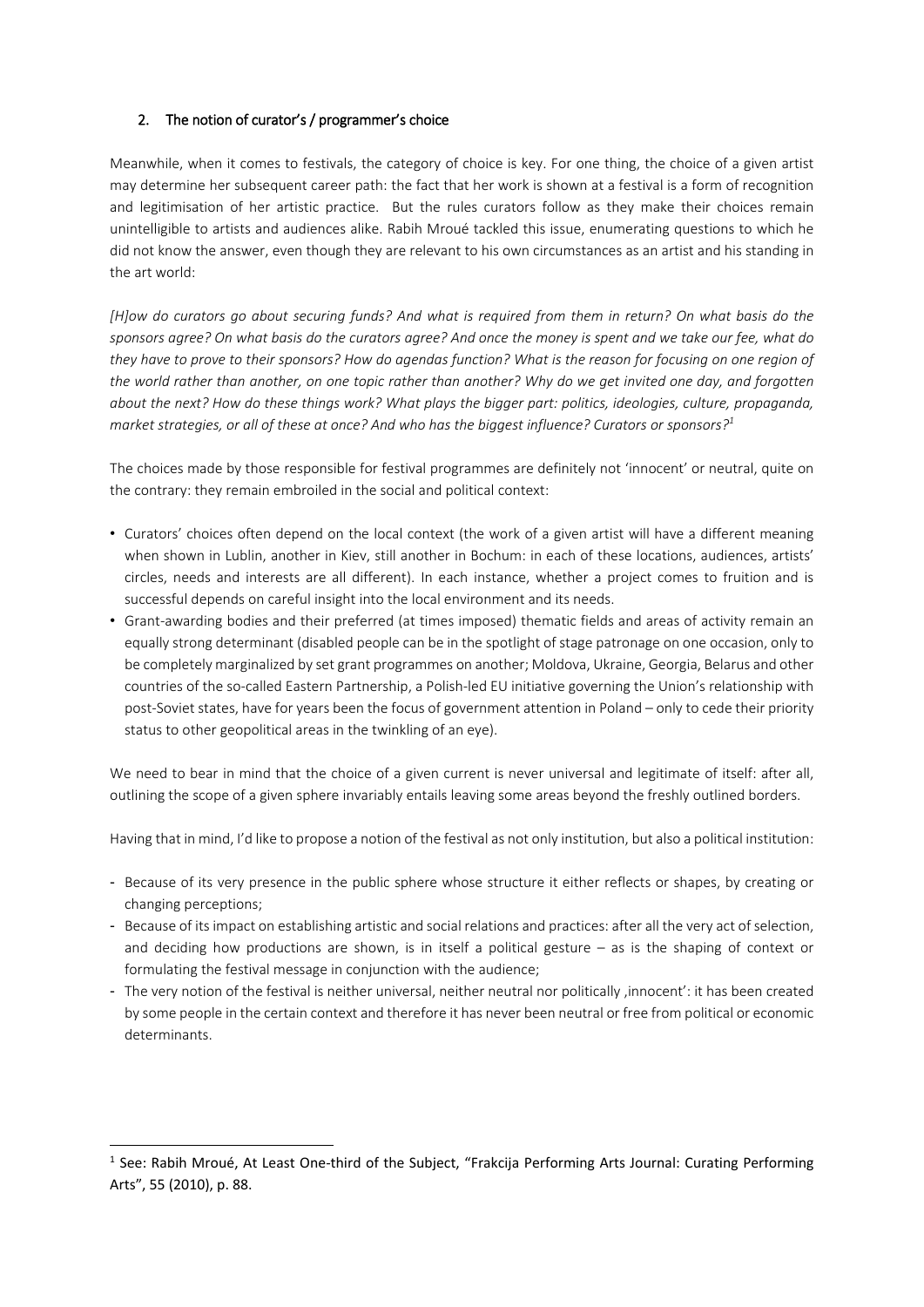## 2. The notion of curator's / programmer's choice

Meanwhile, when it comes to festivals, the category of choice is key. For one thing, the choice of a given artist may determine her subsequent career path: the fact that her work is shown at a festival is a form of recognition and legitimisation of her artistic practice. But the rules curators follow as they make their choices remain unintelligible to artists and audiences alike. Rabih Mroué tackled this issue, enumerating questions to which he did not know the answer, even though they are relevant to his own circumstances as an artist and his standing in the art world:

*[H]ow do curators go about securing funds? And what is required from them in return? On what basis do the sponsors agree? On what basis do the curators agree? And once the money is spent and we take our fee, what do they have to prove to their sponsors? How do agendas function? What is the reason for focusing on one region of the world rather than another, on one topic rather than another? Why do we get invited one day, and forgotten about the next? How do these things work? What plays the bigger part: politics, ideologies, culture, propaganda, market strategies, or all of these at once? And who has the biggest influence? Curators or sponsors?*[1]

The choices made by those responsible for festival programmes are definitely not 'innocent' or neutral, quite on the contrary: they remain embroiled in the social and political context:

- Curators' choices often depend on the local context (the work of a given artist will have a different meaning when shown in Lublin, another in Kiev, still another in Bochum: in each of these locations, audiences, artists' circles, needs and interests are all different). In each instance, whether a project comes to fruition and is successful depends on careful insight into the local environment and its needs.
- Grant-awarding bodies and their preferred (at times imposed) thematic fields and areas of activity remain an equally strong determinant (disabled people can be in the spotlight of stage patronage on one occasion, only to be completely marginalized by set grant programmes on another; Moldova, Ukraine, Georgia, Belarus and other countries of the so-called Eastern Partnership, a Polish-led EU initiative governing the Union's relationship with post-Soviet states, have for years been the focus of government attention in Poland – only to cede their priority status to other geopolitical areas in the twinkling of an eye).

We need to bear in mind that the choice of a given current is never universal and legitimate of itself: after all, outlining the scope of a given sphere invariably entails leaving some areas beyond the freshly outlined borders.

Having that in mind, I'd like to propose a notion of the festival as not only institution, but also a political institution:

- Because of its very presence in the public sphere whose structure it either reflects or shapes, by creating or changing perceptions;
- Because of its impact on establishing artistic and social relations and practices: after all the very act of selection, and deciding how productions are shown, is in itself a political gesture – as is the shaping of context or formulating the festival message in conjunction with the audience;
- The very notion of the festival is neither universal, neither neutral nor politically ,innocent': it has been created by some people in the certain context and therefore it has never been neutral or free from political or economic determinants.

---

[1] See: Rabih Mroué, At Least One-third of the Subject, "Frakcija Performing Arts Journal: Curating Performing Arts", 55 (2010), p. 88.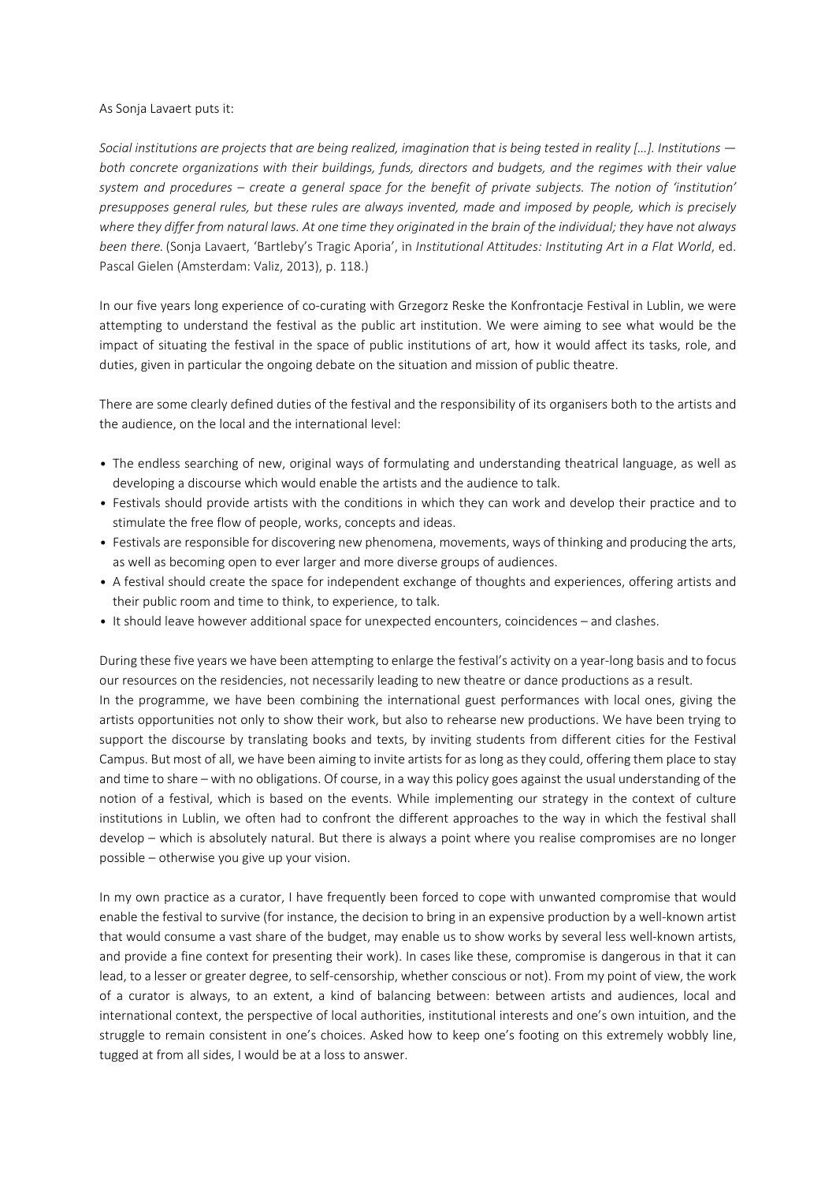As Sonja Lavaert puts it:

*Social institutions are projects that are being realized, imagination that is being tested in reality […]. Institutions — both concrete organizations with their buildings, funds, directors and budgets, and the regimes with their value system and procedures – create a general space for the benefit of private subjects. The notion of 'institution' presupposes general rules, but these rules are always invented, made and imposed by people, which is precisely where they differ from natural laws. At one time they originated in the brain of the individual; they have not always been there.* (Sonja Lavaert, 'Bartleby's Tragic Aporia', in *Institutional Attitudes: Instituting Art in a Flat World*, ed. Pascal Gielen (Amsterdam: Valiz, 2013), p. 118.)

In our five years long experience of co-curating with Grzegorz Reske the Konfrontacje Festival in Lublin, we were attempting to understand the festival as the public art institution. We were aiming to see what would be the impact of situating the festival in the space of public institutions of art, how it would affect its tasks, role, and duties, given in particular the ongoing debate on the situation and mission of public theatre.

There are some clearly defined duties of the festival and the responsibility of its organisers both to the artists and the audience, on the local and the international level:

- The endless searching of new, original ways of formulating and understanding theatrical language, as well as developing a discourse which would enable the artists and the audience to talk.
- Festivals should provide artists with the conditions in which they can work and develop their practice and to stimulate the free flow of people, works, concepts and ideas.
- Festivals are responsible for discovering new phenomena, movements, ways of thinking and producing the arts, as well as becoming open to ever larger and more diverse groups of audiences.
- A festival should create the space for independent exchange of thoughts and experiences, offering artists and their public room and time to think, to experience, to talk.
- It should leave however additional space for unexpected encounters, coincidences – and clashes.

During these five years we have been attempting to enlarge the festival's activity on a year-long basis and to focus our resources on the residencies, not necessarily leading to new theatre or dance productions as a result.

In the programme, we have been combining the international guest performances with local ones, giving the artists opportunities not only to show their work, but also to rehearse new productions. We have been trying to support the discourse by translating books and texts, by inviting students from different cities for the Festival Campus. But most of all, we have been aiming to invite artists for as long as they could, offering them place to stay and time to share – with no obligations. Of course, in a way this policy goes against the usual understanding of the notion of a festival, which is based on the events. While implementing our strategy in the context of culture institutions in Lublin, we often had to confront the different approaches to the way in which the festival shall develop – which is absolutely natural. But there is always a point where you realise compromises are no longer possible – otherwise you give up your vision.

In my own practice as a curator, I have frequently been forced to cope with unwanted compromise that would enable the festival to survive (for instance, the decision to bring in an expensive production by a well-known artist that would consume a vast share of the budget, may enable us to show works by several less well-known artists, and provide a fine context for presenting their work). In cases like these, compromise is dangerous in that it can lead, to a lesser or greater degree, to self-censorship, whether conscious or not). From my point of view, the work of a curator is always, to an extent, a kind of balancing between: between artists and audiences, local and international context, the perspective of local authorities, institutional interests and one's own intuition, and the struggle to remain consistent in one's choices. Asked how to keep one's footing on this extremely wobbly line, tugged at from all sides, I would be at a loss to answer.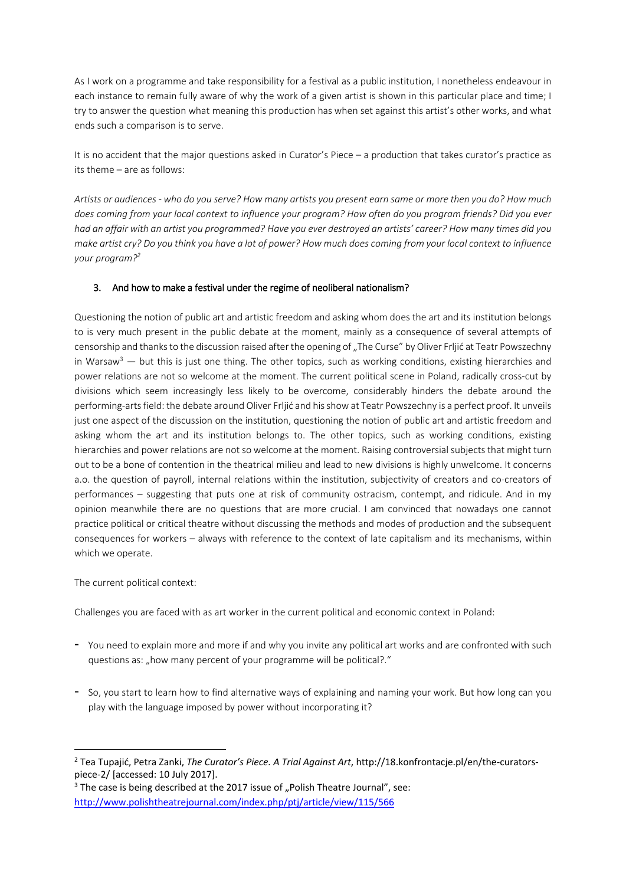As I work on a programme and take responsibility for a festival as a public institution, I nonetheless endeavour in each instance to remain fully aware of why the work of a given artist is shown in this particular place and time; I try to answer the question what meaning this production has when set against this artist's other works, and what ends such a comparison is to serve.

It is no accident that the major questions asked in Curator's Piece – a production that takes curator's practice as its theme – are as follows:

*Artists or audiences - who do you serve? How many artists you present earn same or more then you do? How much does coming from your local context to influence your program? How often do you program friends? Did you ever had an affair with an artist you programmed? Have you ever destroyed an artists' career? How many times did you make artist cry? Do you think you have a lot of power? How much does coming from your local context to influence your program?*[2]

### 3. And how to make a festival under the regime of neoliberal nationalism?

Questioning the notion of public art and artistic freedom and asking whom does the art and its institution belongs to is very much present in the public debate at the moment, mainly as a consequence of several attempts of censorship and thanks to the discussion raised after the opening of „The Curse" by Oliver Frljić at Teatr Powszechny in Warsaw[3] — but this is just one thing. The other topics, such as working conditions, existing hierarchies and power relations are not so welcome at the moment. The current political scene in Poland, radically cross-cut by divisions which seem increasingly less likely to be overcome, considerably hinders the debate around the performing-arts field: the debate around Oliver Frljić and his show at Teatr Powszechny is a perfect proof. It unveils just one aspect of the discussion on the institution, questioning the notion of public art and artistic freedom and asking whom the art and its institution belongs to. The other topics, such as working conditions, existing hierarchies and power relations are not so welcome at the moment. Raising controversial subjects that might turn out to be a bone of contention in the theatrical milieu and lead to new divisions is highly unwelcome. It concerns a.o. the question of payroll, internal relations within the institution, subjectivity of creators and co-creators of performances – suggesting that puts one at risk of community ostracism, contempt, and ridicule. And in my opinion meanwhile there are no questions that are more crucial. I am convinced that nowadays one cannot practice political or critical theatre without discussing the methods and modes of production and the subsequent consequences for workers – always with reference to the context of late capitalism and its mechanisms, within which we operate.

The current political context:

Challenges you are faced with as art worker in the current political and economic context in Poland:

- You need to explain more and more if and why you invite any political art works and are confronted with such questions as: „how many percent of your programme will be political?."

- So, you start to learn how to find alternative ways of explaining and naming your work. But how long can you play with the language imposed by power without incorporating it?

---

[2] Tea Tupajić, Petra Zanki, *The Curator's Piece. A Trial Against Art*, http://18.konfrontacje.pl/en/the-curators-piece-2/ [accessed: 10 July 2017].

[3] The case is being described at the 2017 issue of „Polish Theatre Journal", see: http://www.polishtheatrejournal.com/index.php/ptj/article/view/115/566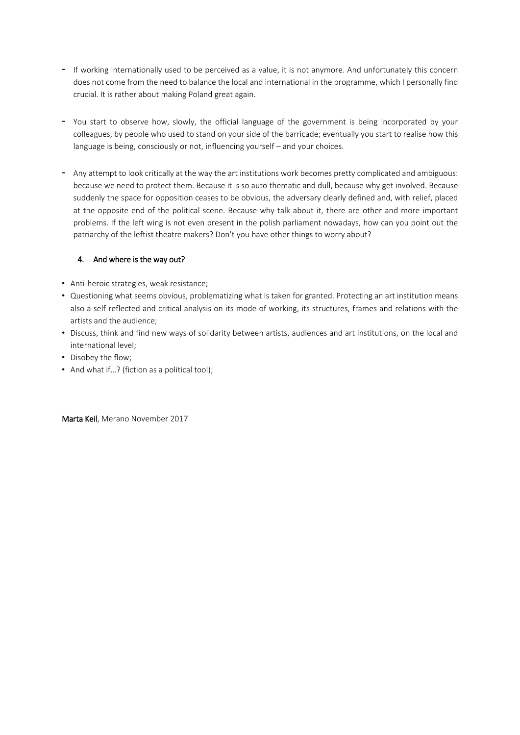- If working internationally used to be perceived as a value, it is not anymore. And unfortunately this concern does not come from the need to balance the local and international in the programme, which I personally find crucial. It is rather about making Poland great again.

- You start to observe how, slowly, the official language of the government is being incorporated by your colleagues, by people who used to stand on your side of the barricade; eventually you start to realise how this language is being, consciously or not, influencing yourself – and your choices.

- Any attempt to look critically at the way the art institutions work becomes pretty complicated and ambiguous: because we need to protect them. Because it is so auto thematic and dull, because why get involved. Because suddenly the space for opposition ceases to be obvious, the adversary clearly defined and, with relief, placed at the opposite end of the political scene. Because why talk about it, there are other and more important problems. If the left wing is not even present in the polish parliament nowadays, how can you point out the patriarchy of the leftist theatre makers? Don't you have other things to worry about?

## 4. And where is the way out?

- Anti-heroic strategies, weak resistance;
- Questioning what seems obvious, problematizing what is taken for granted. Protecting an art institution means also a self-reflected and critical analysis on its mode of working, its structures, frames and relations with the artists and the audience;
- Discuss, think and find new ways of solidarity between artists, audiences and art institutions, on the local and international level;
- Disobey the flow;
- And what if…? (fiction as a political tool);

**Marta Keil**, Merano November 2017